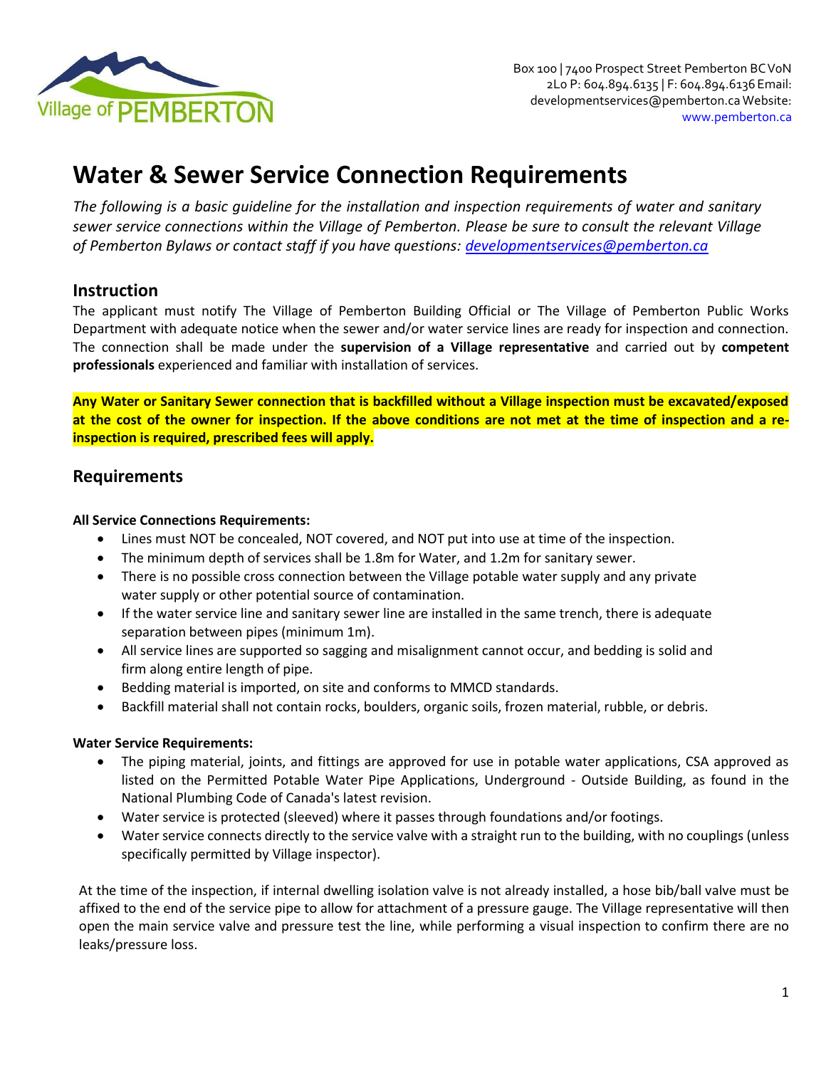Box 100 | 7400 Prospect Street Pemberton BC V0N 2L0 P: 604.894.6135 | F: 604.894.6136 Email: developmentservices@pemberton.ca Website: www.pemberton.ca

# Water & Sewer Service Connection Requirements

*The following is a basic guideline for the installation and inspection requirements of water and sanitary sewer service connections within the Village of Pemberton. Please be sure to consult the relevant Village of Pemberton Bylaws or contact staff if you have questions: developmentservices@pemberton.ca*

## Instruction

The applicant must notify The Village of Pemberton Building Official or The Village of Pemberton Public Works Department with adequate notice when the sewer and/or water service lines are ready for inspection and connection. The connection shall be made under the **supervision of a Village representative** and carried out by **competent professionals** experienced and familiar with installation of services.

**Any Water or Sanitary Sewer connection that is backfilled without a Village inspection must be excavated/exposed at the cost of the owner for inspection. If the above conditions are not met at the time of inspection and a re-inspection is required, prescribed fees will apply.**

## Requirements

**All Service Connections Requirements:**

- Lines must NOT be concealed, NOT covered, and NOT put into use at time of the inspection.
- The minimum depth of services shall be 1.8m for Water, and 1.2m for sanitary sewer.
- There is no possible cross connection between the Village potable water supply and any private water supply or other potential source of contamination.
- If the water service line and sanitary sewer line are installed in the same trench, there is adequate separation between pipes (minimum 1m).
- All service lines are supported so sagging and misalignment cannot occur, and bedding is solid and firm along entire length of pipe.
- Bedding material is imported, on site and conforms to MMCD standards.
- Backfill material shall not contain rocks, boulders, organic soils, frozen material, rubble, or debris.

**Water Service Requirements:**

- The piping material, joints, and fittings are approved for use in potable water applications, CSA approved as listed on the Permitted Potable Water Pipe Applications, Underground - Outside Building, as found in the National Plumbing Code of Canada's latest revision.
- Water service is protected (sleeved) where it passes through foundations and/or footings.
- Water service connects directly to the service valve with a straight run to the building, with no couplings (unless specifically permitted by Village inspector).

At the time of the inspection, if internal dwelling isolation valve is not already installed, a hose bib/ball valve must be affixed to the end of the service pipe to allow for attachment of a pressure gauge. The Village representative will then open the main service valve and pressure test the line, while performing a visual inspection to confirm there are no leaks/pressure loss.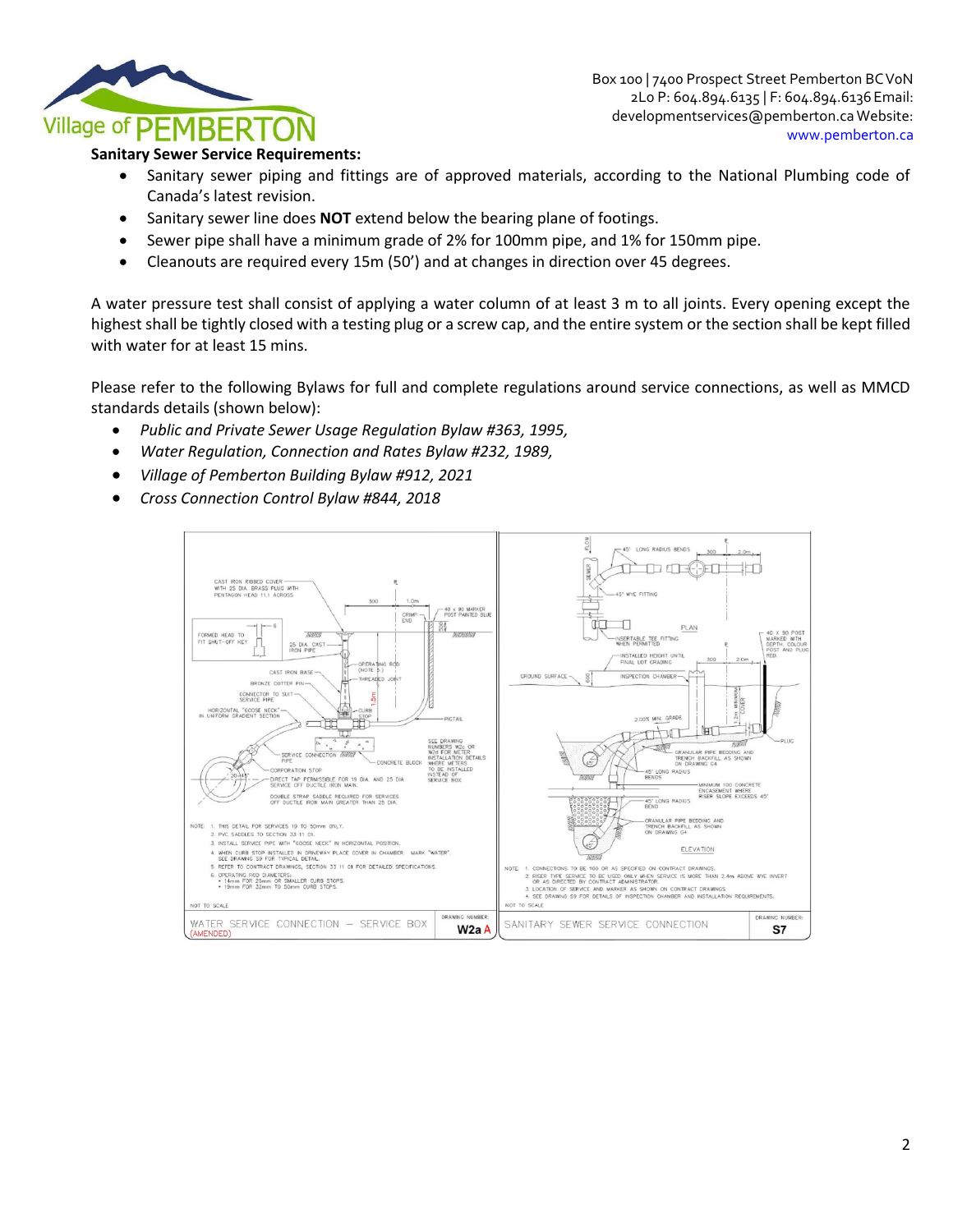**Sanitary Sewer Service Requirements:**

- Sanitary sewer piping and fittings are of approved materials, according to the National Plumbing code of Canada's latest revision.
- Sanitary sewer line does **NOT** extend below the bearing plane of footings.
- Sewer pipe shall have a minimum grade of 2% for 100mm pipe, and 1% for 150mm pipe.
- Cleanouts are required every 15m (50') and at changes in direction over 45 degrees.

A water pressure test shall consist of applying a water column of at least 3 m to all joints. Every opening except the highest shall be tightly closed with a testing plug or a screw cap, and the entire system or the section shall be kept filled with water for at least 15 mins.

Please refer to the following Bylaws for full and complete regulations around service connections, as well as MMCD standards details (shown below):

- *Public and Private Sewer Usage Regulation Bylaw #363, 1995,*
- *Water Regulation, Connection and Rates Bylaw #232, 1989,*
- *Village of Pemberton Building Bylaw #912, 2021*
- *Cross Connection Control Bylaw #844, 2018*

NOTE:
1. THIS DETAIL FOR SERVICES 19 TO 50mm ONLY.
2. PVC SADDLES TO SECTION 33 11 01.
3. INSTALL SERVICE PIPE WITH "GOOSE NECK" IN HORIZONTAL POSITION.
4. WHEN CURB STOP INSTALLED IN DRIVEWAY PLACE COVER IN CHAMBER. MARK "WATER". SEE DRAWING S9 FOR TYPICAL DETAIL.
5. REFER TO CONTRACT DRAWINGS, SECTION 33 11 01 FOR DETAILED SPECIFICATIONS.
6. OPERATING ROD DIAMETERS:
   - 14mm FOR 25mm OR SMALLER CURB STOPS.
   - 19mm FOR 32mm TO 50mm CURB STOPS.

NOT TO SCALE

WATER SERVICE CONNECTION – SERVICE BOX (AMENDED) — DRAWING NUMBER: W2a A

NOTE:
1. CONNECTIONS TO BE 100 OR AS SPECIFIED ON CONTRACT DRAWINGS.
2. RISER TYPE SERVICE TO BE USED ONLY WHEN SERVICE IS MORE THAN 2.4m ABOVE THE INVERT OR AS DIRECTED BY CONTRACT ADMINISTRATOR.
3. LOCATION OF SERVICE AND MARKER AS SHOWN ON CONTRACT DRAWINGS.
4. SEE DRAWING S9 FOR DETAILS OF INSPECTION CHAMBER AND INSTALLATION REQUIREMENTS.

NOT TO SCALE

SANITARY SEWER SERVICE CONNECTION — DRAWING NUMBER: S7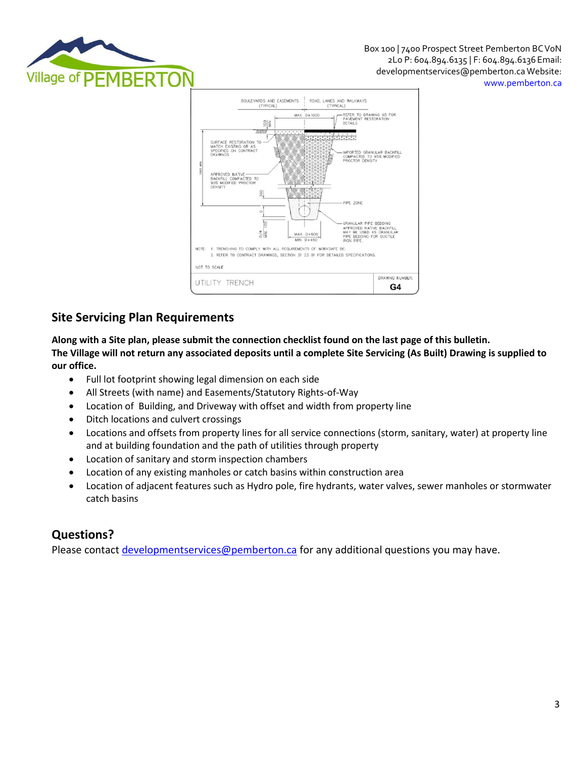Box 100 | 7400 Prospect Street Pemberton BC V0N 2L0 P: 604.894.6135 | F: 604.894.6136 Email: developmentservices@pemberton.ca Website: www.pemberton.ca

BOULEVARDS AND EASEMENTS (TYPICAL)

ROAD, LANES AND WALKWAYS (TYPICAL)

MAX. D+1000

REFER TO DRAWING G5 FOR PAVEMENT RESTORATION DETAILS

100 MIN

SURFACE RESTORATION TO MATCH EXISTING OR AS SPECIFIED ON CONTRACT DRAWINGS

IMPORTED GRANULAR BACKFILL COMPACTED TO 95% MODIFIED PROCTOR DENSITY

1000 MIN

APPROVED NATIVE BACKFILL COMPACTED TO 90% MODIFIED PROCTOR DENSITY

300

PIPE ZONE

D

GRANULAR PIPE BEDDING APPROVED NATIVE BACKFILL MAY BE USED AS GRANULAR PIPE BEDDING FOR DUCTILE IRON PIPE.

D/4 MIN 100

MAX. D+600
MIN. D+450

NOTE: 1. TRENCHING TO COMPLY WITH ALL REQUIREMENTS OF WORKSAFE BC.
2. REFER TO CONTRACT DRAWINGS, SECTION 31 23 01 FOR DETAILED SPECIFICATIONS.

NOT TO SCALE

UTILITY TRENCH

DRAWING NUMBER: G4

## Site Servicing Plan Requirements

**Along with a Site plan, please submit the connection checklist found on the last page of this bulletin.**
**The Village will not return any associated deposits until a complete Site Servicing (As Built) Drawing is supplied to our office.**

- Full lot footprint showing legal dimension on each side
- All Streets (with name) and Easements/Statutory Rights-of-Way
- Location of Building, and Driveway with offset and width from property line
- Ditch locations and culvert crossings
- Locations and offsets from property lines for all service connections (storm, sanitary, water) at property line and at building foundation and the path of utilities through property
- Location of sanitary and storm inspection chambers
- Location of any existing manholes or catch basins within construction area
- Location of adjacent features such as Hydro pole, fire hydrants, water valves, sewer manholes or stormwater catch basins

## Questions?

Please contact developmentservices@pemberton.ca for any additional questions you may have.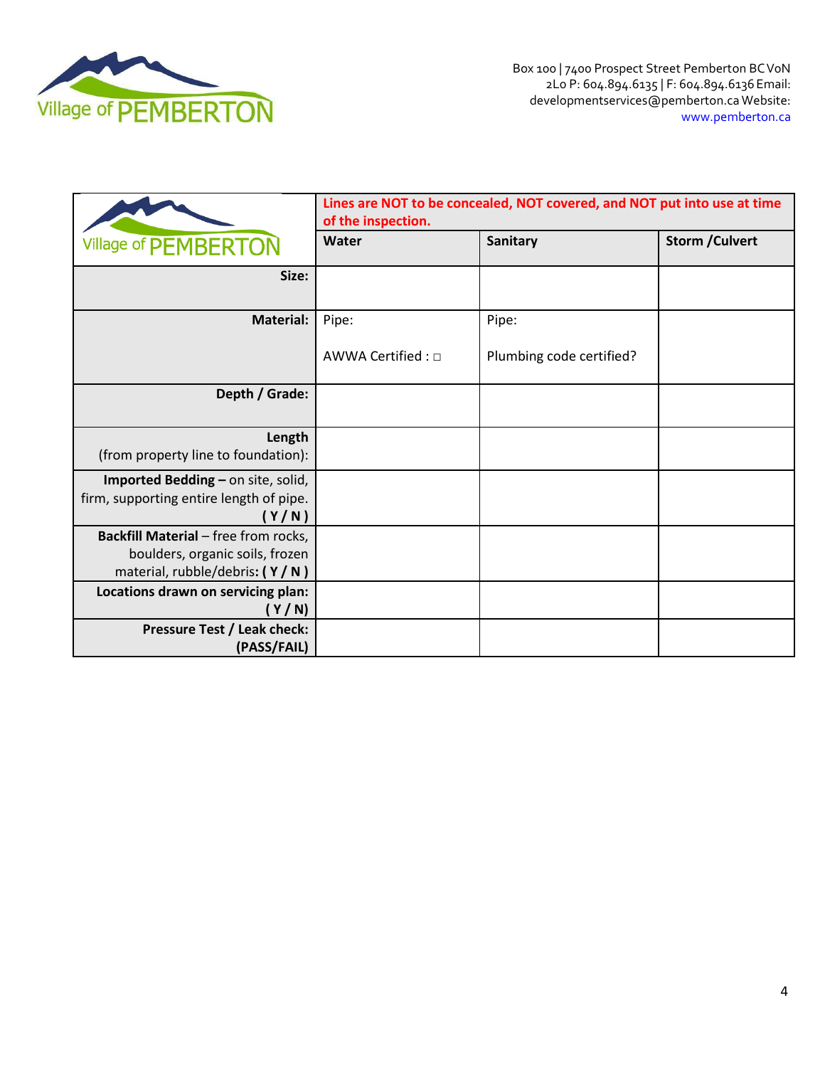Box 100 | 7400 Prospect Street Pemberton BC V0N 2L0 P: 604.894.6135 | F: 604.894.6136 Email: developmentservices@pemberton.ca Website: www.pemberton.ca

| Village of PEMBERTON | **Lines are NOT to be concealed, NOT covered, and NOT put into use at time of the inspection.** | | |
|---|---|---|---|
| | **Water** | **Sanitary** | **Storm /Culvert** |
| **Size:** | | | |
| **Material:** | Pipe:<br><br>AWWA Certified : □ | Pipe:<br><br>Plumbing code certified? | |
| **Depth / Grade:** | | | |
| **Length** (from property line to foundation): | | | |
| **Imported Bedding –** on site, solid, firm, supporting entire length of pipe. **( Y / N )** | | | |
| **Backfill Material** – free from rocks, boulders, organic soils, frozen material, rubble/debris**: ( Y / N )** | | | |
| **Locations drawn on servicing plan: ( Y / N)** | | | |
| **Pressure Test / Leak check: (PASS/FAIL)** | | | |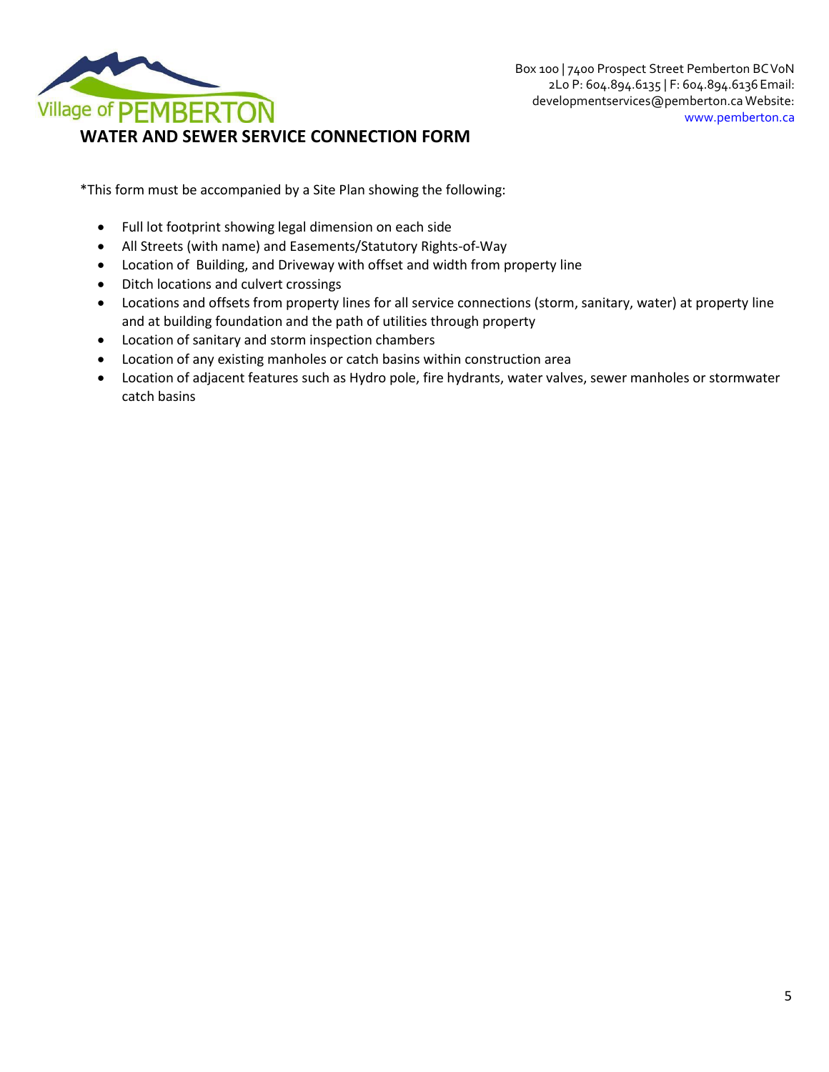Box 100 | 7400 Prospect Street Pemberton BC V0N 2L0 P: 604.894.6135 | F: 604.894.6136 Email: developmentservices@pemberton.ca Website: www.pemberton.ca

# WATER AND SEWER SERVICE CONNECTION FORM

*This form must be accompanied by a Site Plan showing the following:

- Full lot footprint showing legal dimension on each side
- All Streets (with name) and Easements/Statutory Rights-of-Way
- Location of Building, and Driveway with offset and width from property line
- Ditch locations and culvert crossings
- Locations and offsets from property lines for all service connections (storm, sanitary, water) at property line and at building foundation and the path of utilities through property
- Location of sanitary and storm inspection chambers
- Location of any existing manholes or catch basins within construction area
- Location of adjacent features such as Hydro pole, fire hydrants, water valves, sewer manholes or stormwater catch basins